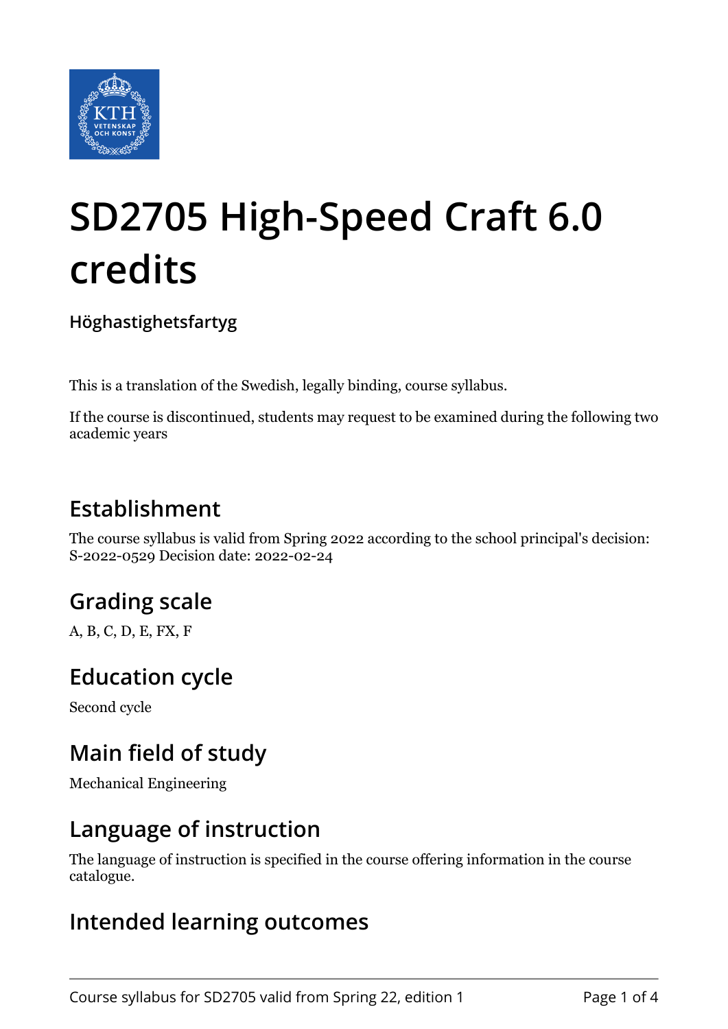# SD2705 High-Speed Craft 6.0 credits

**Höghastighetsfartyg**

This is a translation of the Swedish, legally binding, course syllabus.

If the course is discontinued, students may request to be examined during the following two academic years

## Establishment

The course syllabus is valid from Spring 2022 according to the school principal's decision: S-2022-0529 Decision date: 2022-02-24

## Grading scale

A, B, C, D, E, FX, F

## Education cycle

Second cycle

## Main field of study

Mechanical Engineering

## Language of instruction

The language of instruction is specified in the course offering information in the course catalogue.

## Intended learning outcomes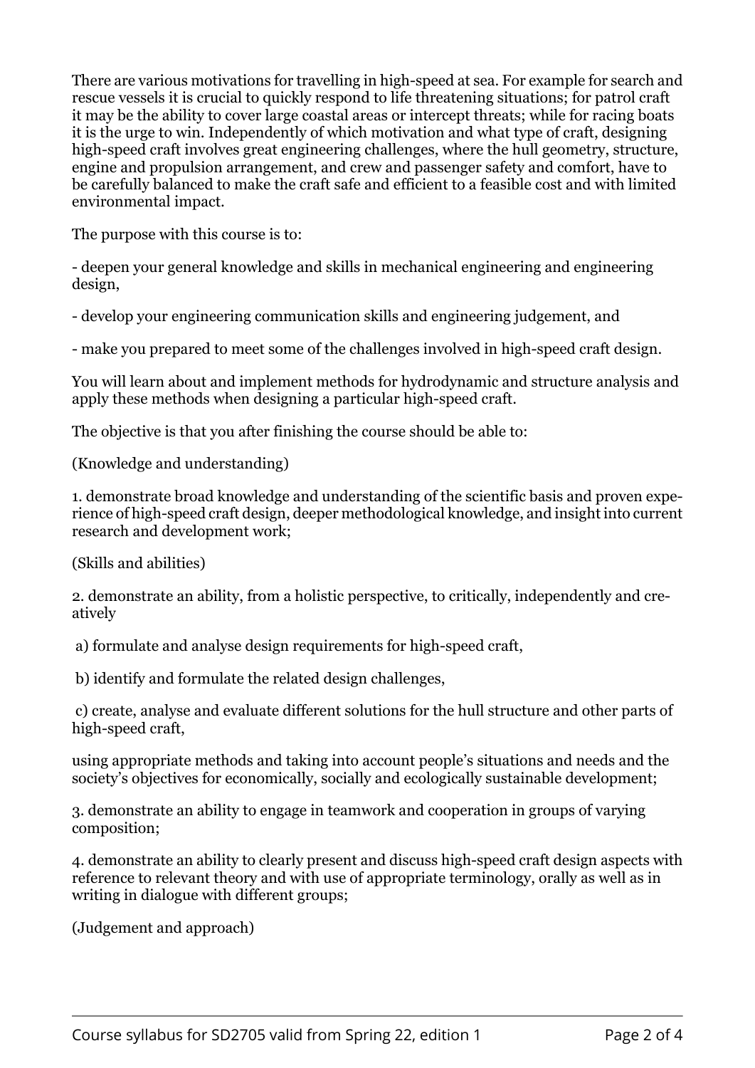There are various motivations for travelling in high-speed at sea. For example for search and rescue vessels it is crucial to quickly respond to life threatening situations; for patrol craft it may be the ability to cover large coastal areas or intercept threats; while for racing boats it is the urge to win. Independently of which motivation and what type of craft, designing high-speed craft involves great engineering challenges, where the hull geometry, structure, engine and propulsion arrangement, and crew and passenger safety and comfort, have to be carefully balanced to make the craft safe and efficient to a feasible cost and with limited environmental impact.

The purpose with this course is to:

- deepen your general knowledge and skills in mechanical engineering and engineering design,

- develop your engineering communication skills and engineering judgement, and

- make you prepared to meet some of the challenges involved in high-speed craft design.

You will learn about and implement methods for hydrodynamic and structure analysis and apply these methods when designing a particular high-speed craft.

The objective is that you after finishing the course should be able to:

(Knowledge and understanding)

1. demonstrate broad knowledge and understanding of the scientific basis and proven experience of high-speed craft design, deeper methodological knowledge, and insight into current research and development work;

(Skills and abilities)

2. demonstrate an ability, from a holistic perspective, to critically, independently and creatively

a) formulate and analyse design requirements for high-speed craft,

b) identify and formulate the related design challenges,

c) create, analyse and evaluate different solutions for the hull structure and other parts of high-speed craft,

using appropriate methods and taking into account people's situations and needs and the society's objectives for economically, socially and ecologically sustainable development;

3. demonstrate an ability to engage in teamwork and cooperation in groups of varying composition;

4. demonstrate an ability to clearly present and discuss high-speed craft design aspects with reference to relevant theory and with use of appropriate terminology, orally as well as in writing in dialogue with different groups;

(Judgement and approach)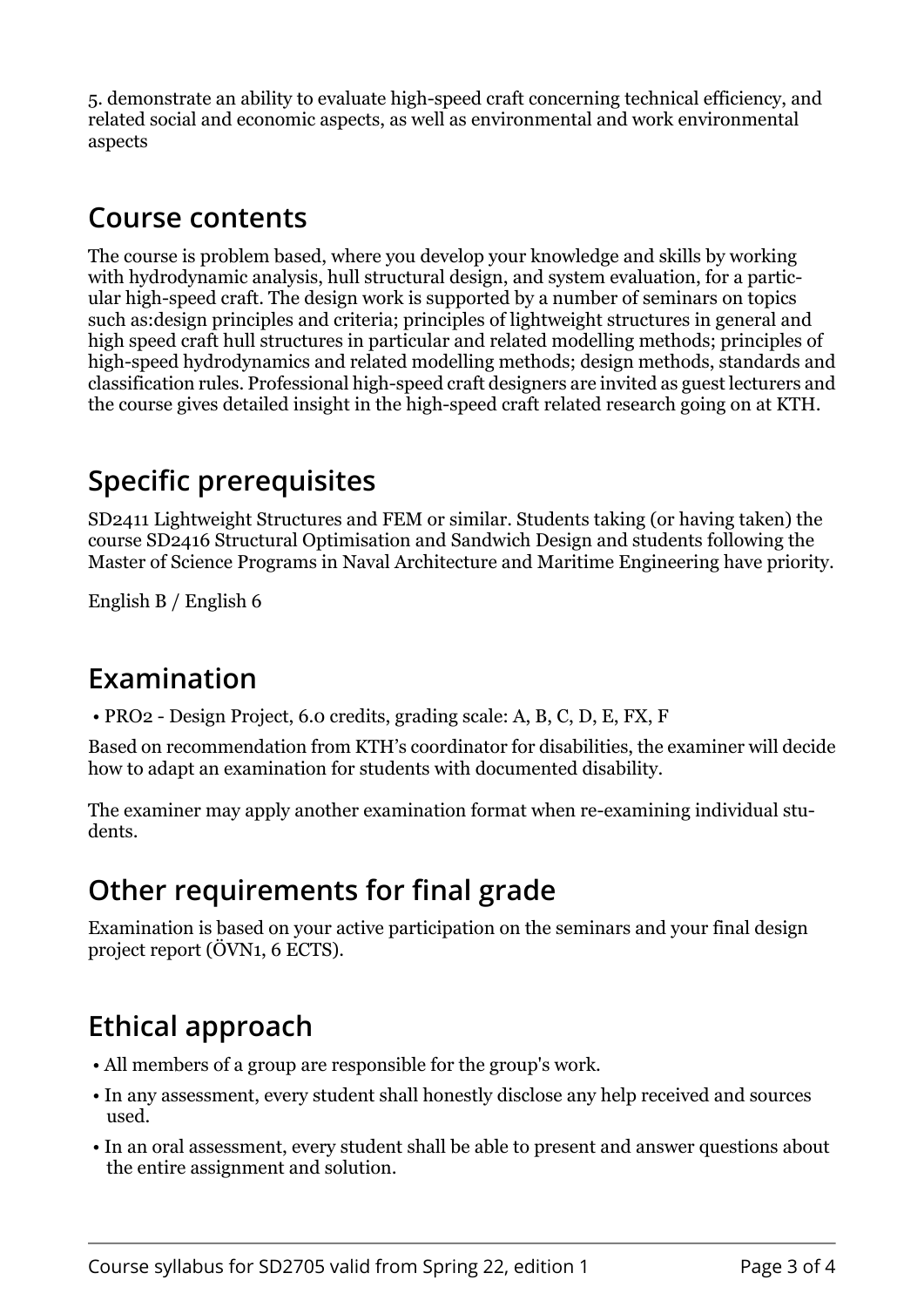5. demonstrate an ability to evaluate high-speed craft concerning technical efficiency, and related social and economic aspects, as well as environmental and work environmental aspects

## Course contents

The course is problem based, where you develop your knowledge and skills by working with hydrodynamic analysis, hull structural design, and system evaluation, for a particular high-speed craft. The design work is supported by a number of seminars on topics such as:design principles and criteria; principles of lightweight structures in general and high speed craft hull structures in particular and related modelling methods; principles of high-speed hydrodynamics and related modelling methods; design methods, standards and classification rules. Professional high-speed craft designers are invited as guest lecturers and the course gives detailed insight in the high-speed craft related research going on at KTH.

## Specific prerequisites

SD2411 Lightweight Structures and FEM or similar. Students taking (or having taken) the course SD2416 Structural Optimisation and Sandwich Design and students following the Master of Science Programs in Naval Architecture and Maritime Engineering have priority.

English B / English 6

## Examination

- PRO2 - Design Project, 6.0 credits, grading scale: A, B, C, D, E, FX, F

Based on recommendation from KTH's coordinator for disabilities, the examiner will decide how to adapt an examination for students with documented disability.

The examiner may apply another examination format when re-examining individual students.

## Other requirements for final grade

Examination is based on your active participation on the seminars and your final design project report (ÖVN1, 6 ECTS).

## Ethical approach

- All members of a group are responsible for the group's work.
- In any assessment, every student shall honestly disclose any help received and sources used.
- In an oral assessment, every student shall be able to present and answer questions about the entire assignment and solution.